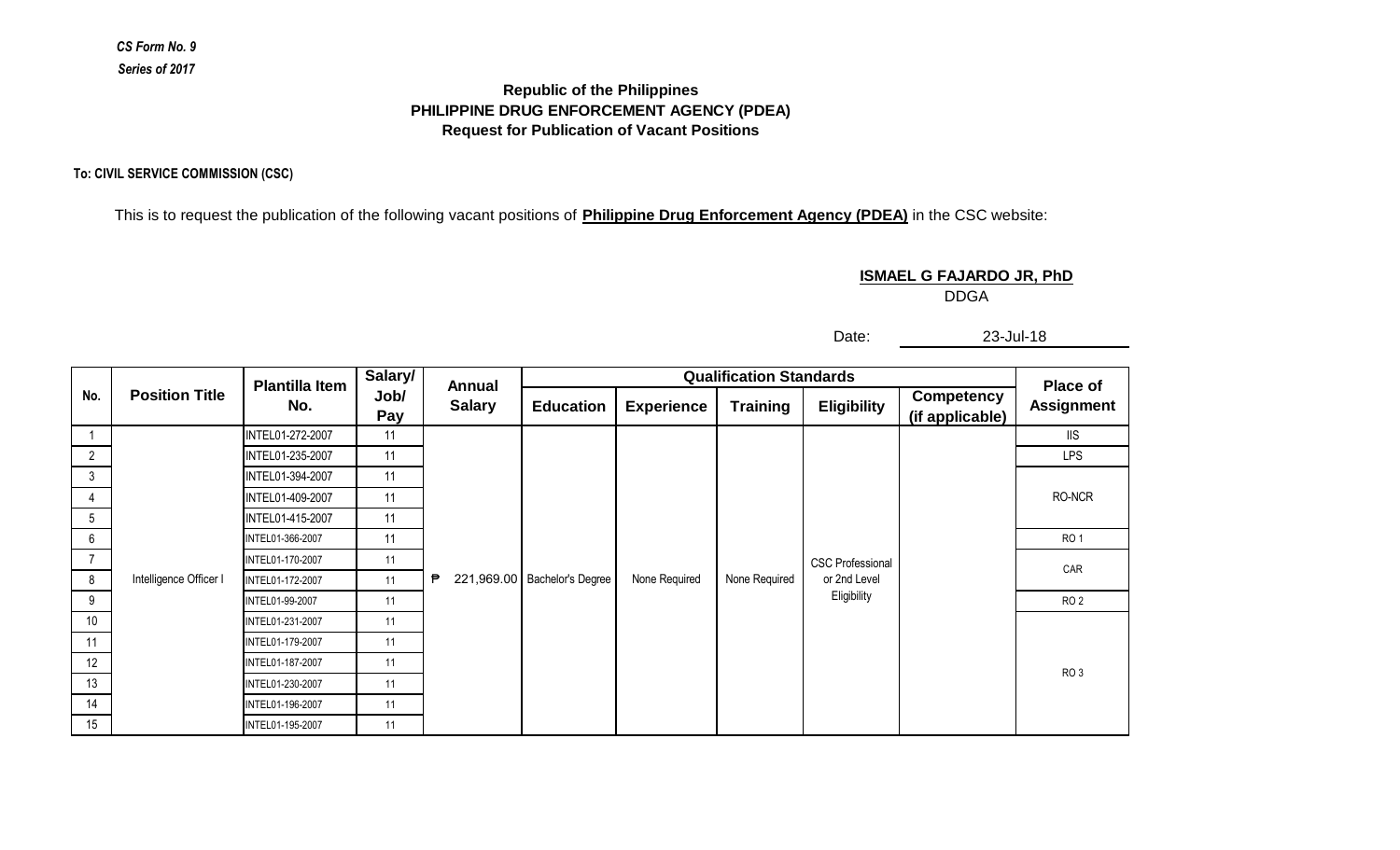*CS Form No. 9*
*Series of 2017*

**Republic of the Philippines**
**PHILIPPINE DRUG ENFORCEMENT AGENCY (PDEA)**
**Request for Publication of Vacant Positions**

**To: CIVIL SERVICE COMMISSION (CSC)**

This is to request the publication of the following vacant positions of **Philippine Drug Enforcement Agency (PDEA)** in the CSC website:

**ISMAEL G FAJARDO JR, PhD**
DDGA

Date: 23-Jul-18

| No. | Position Title | Plantilla Item No. | Salary/ Job/ Pay | Annual Salary | Qualification Standards | | | | | Place of Assignment |
|---|---|---|---|---|---|---|---|---|---|---|
| | | | | | Education | Experience | Training | Eligibility | Competency (if applicable) | |
| 1 | Intelligence Officer I | INTEL01-272-2007 | 11 | ₱ 221,969.00 | Bachelor's Degree | None Required | None Required | CSC Professional or 2nd Level Eligibility | | IIS |
| 2 | | INTEL01-235-2007 | 11 | | | | | | | LPS |
| 3 | | INTEL01-394-2007 | 11 | | | | | | | RO-NCR |
| 4 | | INTEL01-409-2007 | 11 | | | | | | | |
| 5 | | INTEL01-415-2007 | 11 | | | | | | | |
| 6 | | INTEL01-366-2007 | 11 | | | | | | | RO 1 |
| 7 | | INTEL01-170-2007 | 11 | | | | | | | CAR |
| 8 | | INTEL01-172-2007 | 11 | | | | | | | |
| 9 | | INTEL01-99-2007 | 11 | | | | | | | RO 2 |
| 10 | | INTEL01-231-2007 | 11 | | | | | | | RO 3 |
| 11 | | INTEL01-179-2007 | 11 | | | | | | | |
| 12 | | INTEL01-187-2007 | 11 | | | | | | | |
| 13 | | INTEL01-230-2007 | 11 | | | | | | | |
| 14 | | INTEL01-196-2007 | 11 | | | | | | | |
| 15 | | INTEL01-195-2007 | 11 | | | | | | | |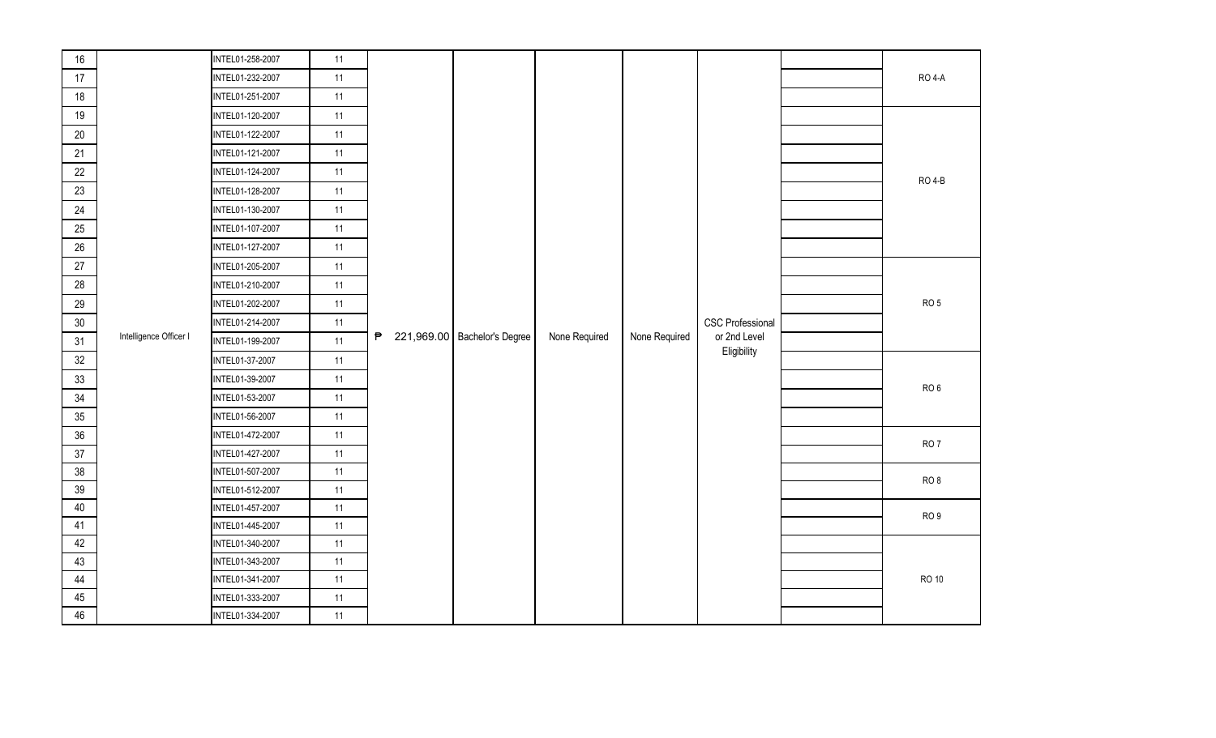| | | | | | | | | | | |
|---|---|---|---|---|---|---|---|---|---|---|
| 16 | Intelligence Officer I | INTEL01-258-2007 | 11 | ₱ 221,969.00 | Bachelor's Degree | None Required | None Required | CSC Professional or 2nd Level Eligibility | | RO 4-A |
| 17 | | INTEL01-232-2007 | 11 | | | | | | | |
| 18 | | INTEL01-251-2007 | 11 | | | | | | | |
| 19 | | INTEL01-120-2007 | 11 | | | | | | | RO 4-B |
| 20 | | INTEL01-122-2007 | 11 | | | | | | | |
| 21 | | INTEL01-121-2007 | 11 | | | | | | | |
| 22 | | INTEL01-124-2007 | 11 | | | | | | | |
| 23 | | INTEL01-128-2007 | 11 | | | | | | | |
| 24 | | INTEL01-130-2007 | 11 | | | | | | | |
| 25 | | INTEL01-107-2007 | 11 | | | | | | | |
| 26 | | INTEL01-127-2007 | 11 | | | | | | | |
| 27 | | INTEL01-205-2007 | 11 | | | | | | | RO 5 |
| 28 | | INTEL01-210-2007 | 11 | | | | | | | |
| 29 | | INTEL01-202-2007 | 11 | | | | | | | |
| 30 | | INTEL01-214-2007 | 11 | | | | | | | |
| 31 | | INTEL01-199-2007 | 11 | | | | | | | |
| 32 | | INTEL01-37-2007 | 11 | | | | | | | RO 6 |
| 33 | | INTEL01-39-2007 | 11 | | | | | | | |
| 34 | | INTEL01-53-2007 | 11 | | | | | | | |
| 35 | | INTEL01-56-2007 | 11 | | | | | | | |
| 36 | | INTEL01-472-2007 | 11 | | | | | | | RO 7 |
| 37 | | INTEL01-427-2007 | 11 | | | | | | | |
| 38 | | INTEL01-507-2007 | 11 | | | | | | | RO 8 |
| 39 | | INTEL01-512-2007 | 11 | | | | | | | |
| 40 | | INTEL01-457-2007 | 11 | | | | | | | RO 9 |
| 41 | | INTEL01-445-2007 | 11 | | | | | | | |
| 42 | | INTEL01-340-2007 | 11 | | | | | | | RO 10 |
| 43 | | INTEL01-343-2007 | 11 | | | | | | | |
| 44 | | INTEL01-341-2007 | 11 | | | | | | | |
| 45 | | INTEL01-333-2007 | 11 | | | | | | | |
| 46 | | INTEL01-334-2007 | 11 | | | | | | | |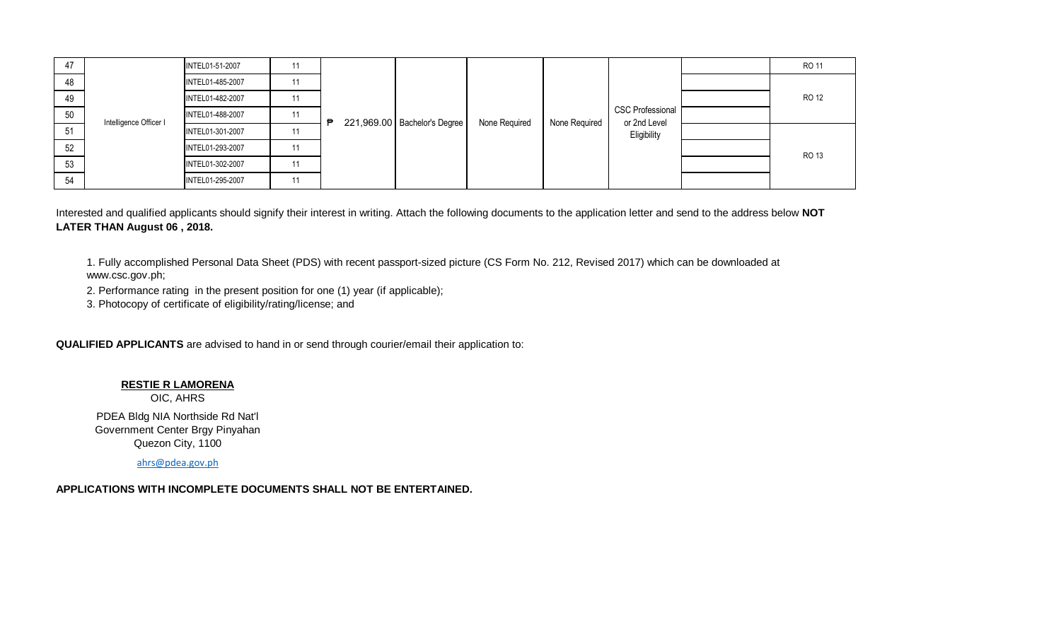| | | | | | | | | | | |
|---|---|---|---|---|---|---|---|---|---|---|
| 47 | Intelligence Officer I | INTEL01-51-2007 | 11 | ₱ 221,969.00 | Bachelor's Degree | None Required | None Required | CSC Professional or 2nd Level Eligibility | | RO 11 |
| 48 | | INTEL01-485-2007 | 11 | | | | | | | RO 12 |
| 49 | | INTEL01-482-2007 | 11 | | | | | | | |
| 50 | | INTEL01-488-2007 | 11 | | | | | | | |
| 51 | | INTEL01-301-2007 | 11 | | | | | | | RO 13 |
| 52 | | INTEL01-293-2007 | 11 | | | | | | | |
| 53 | | INTEL01-302-2007 | 11 | | | | | | | |
| 54 | | INTEL01-295-2007 | 11 | | | | | | | |

Interested and qualified applicants should signify their interest in writing. Attach the following documents to the application letter and send to the address below **NOT LATER THAN August 06 , 2018.**

1. Fully accomplished Personal Data Sheet (PDS) with recent passport-sized picture (CS Form No. 212, Revised 2017) which can be downloaded at www.csc.gov.ph;
2. Performance rating in the present position for one (1) year (if applicable);
3. Photocopy of certificate of eligibility/rating/license; and

**QUALIFIED APPLICANTS** are advised to hand in or send through courier/email their application to:

**RESTIE R LAMORENA**
OIC, AHRS
PDEA Bldg NIA Northside Rd Nat'l Government Center Brgy Pinyahan
Quezon City, 1100
ahrs@pdea.gov.ph

**APPLICATIONS WITH INCOMPLETE DOCUMENTS SHALL NOT BE ENTERTAINED.**